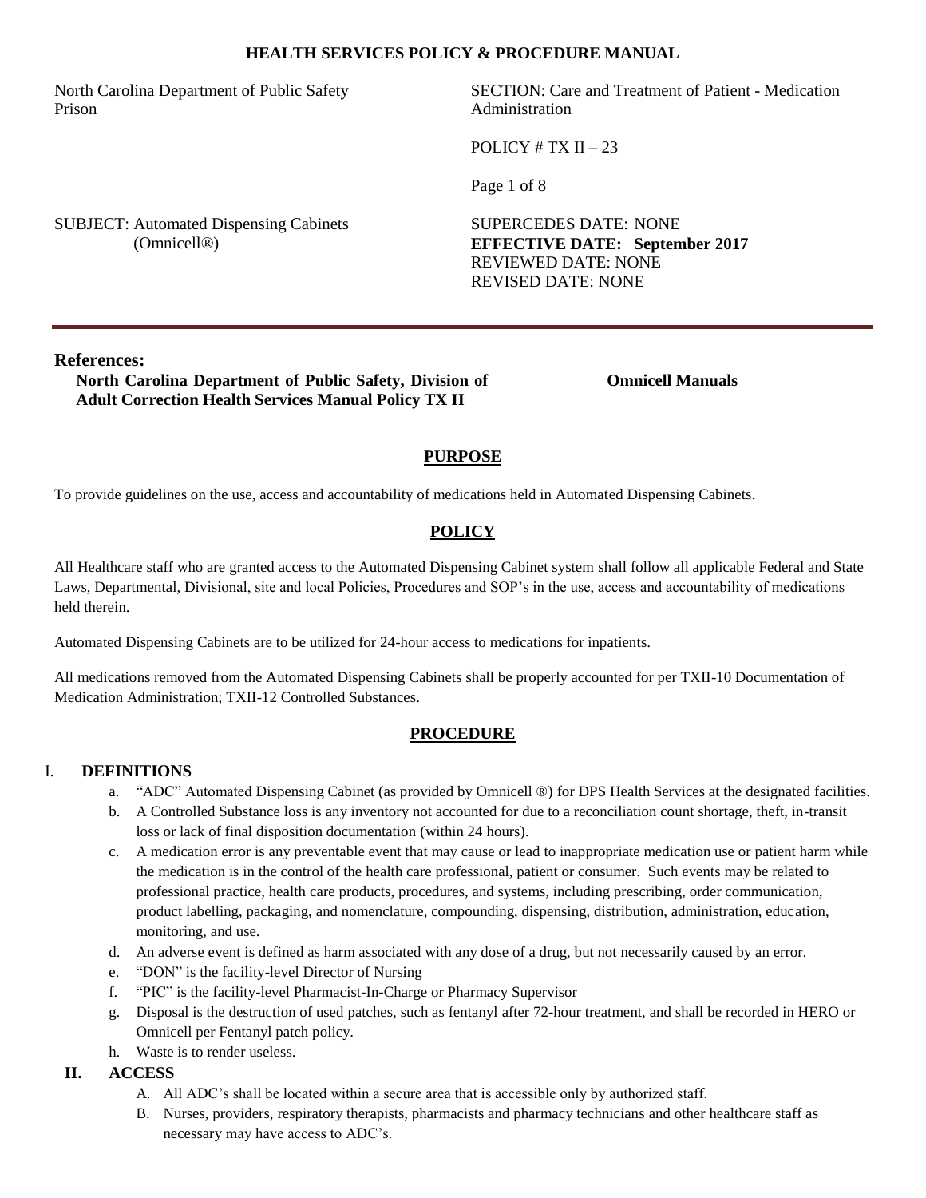**HEALTH SERVICES POLICY & PROCEDURE MANUAL**

North Carolina Department of Public Safety
Prison

SECTION: Care and Treatment of Patient - Medication Administration

POLICY # TX II – 23

SUBJECT: Automated Dispensing Cabinets (Omnicell®)

SUPERCEDES DATE: NONE
**EFFECTIVE DATE: September 2017**
REVIEWED DATE: NONE
REVISED DATE: NONE

---

**References:**

**North Carolina Department of Public Safety, Division of Adult Correction Health Services Manual Policy TX II**

**Omnicell Manuals**

## PURPOSE

To provide guidelines on the use, access and accountability of medications held in Automated Dispensing Cabinets.

## POLICY

All Healthcare staff who are granted access to the Automated Dispensing Cabinet system shall follow all applicable Federal and State Laws, Departmental, Divisional, site and local Policies, Procedures and SOP's in the use, access and accountability of medications held therein.

Automated Dispensing Cabinets are to be utilized for 24-hour access to medications for inpatients.

All medications removed from the Automated Dispensing Cabinets shall be properly accounted for per TXII-10 Documentation of Medication Administration; TXII-12 Controlled Substances.

## PROCEDURE

### I. DEFINITIONS

a. "ADC" Automated Dispensing Cabinet (as provided by Omnicell ®) for DPS Health Services at the designated facilities.
b. A Controlled Substance loss is any inventory not accounted for due to a reconciliation count shortage, theft, in-transit loss or lack of final disposition documentation (within 24 hours).
c. A medication error is any preventable event that may cause or lead to inappropriate medication use or patient harm while the medication is in the control of the health care professional, patient or consumer. Such events may be related to professional practice, health care products, procedures, and systems, including prescribing, order communication, product labelling, packaging, and nomenclature, compounding, dispensing, distribution, administration, education, monitoring, and use.
d. An adverse event is defined as harm associated with any dose of a drug, but not necessarily caused by an error.
e. "DON" is the facility-level Director of Nursing
f. "PIC" is the facility-level Pharmacist-In-Charge or Pharmacy Supervisor
g. Disposal is the destruction of used patches, such as fentanyl after 72-hour treatment, and shall be recorded in HERO or Omnicell per Fentanyl patch policy.
h. Waste is to render useless.

### II. ACCESS

A. All ADC's shall be located within a secure area that is accessible only by authorized staff.
B. Nurses, providers, respiratory therapists, pharmacists and pharmacy technicians and other healthcare staff as necessary may have access to ADC's.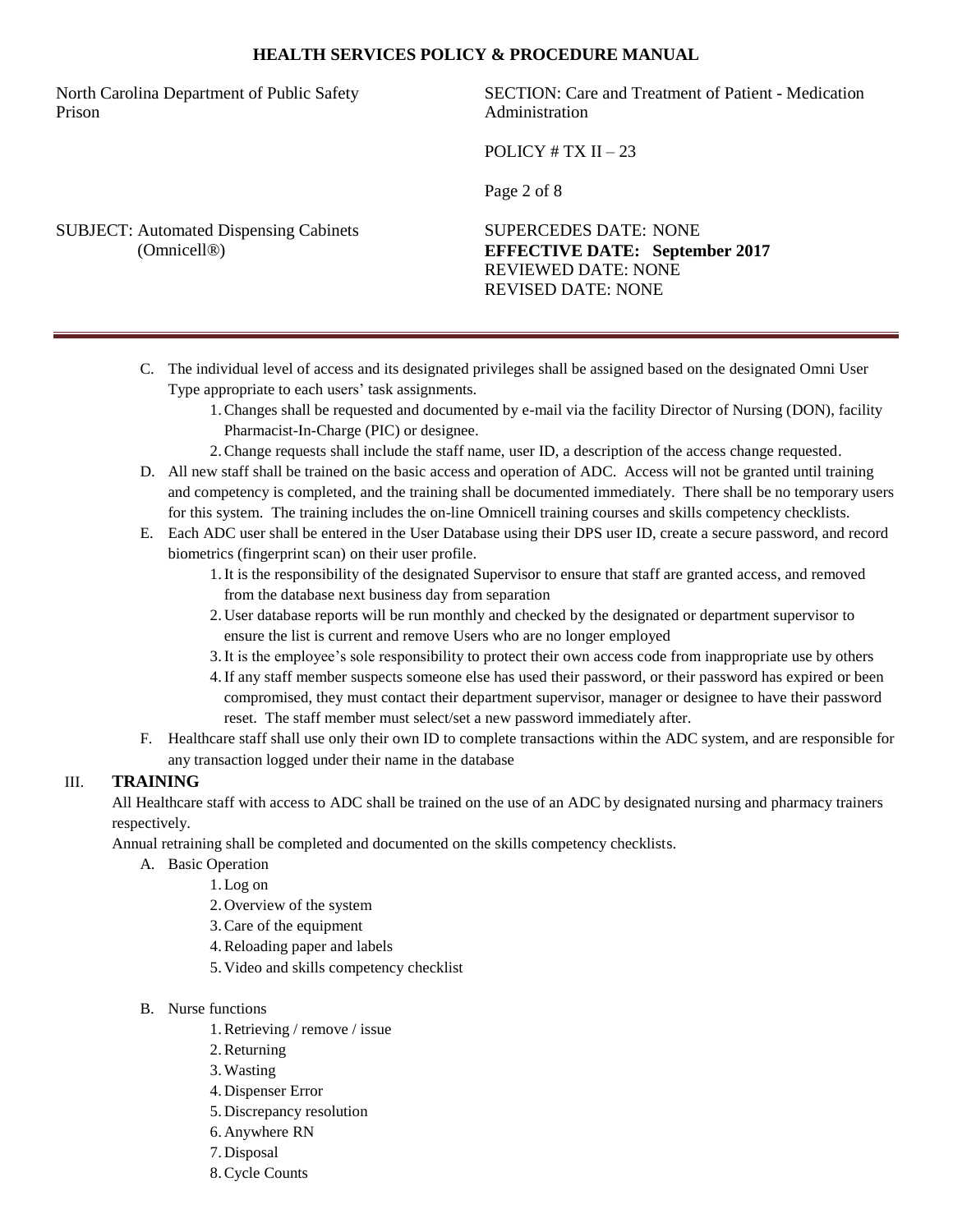C. The individual level of access and its designated privileges shall be assigned based on the designated Omni User Type appropriate to each users' task assignments.
   1. Changes shall be requested and documented by e-mail via the facility Director of Nursing (DON), facility Pharmacist-In-Charge (PIC) or designee.
   2. Change requests shall include the staff name, user ID, a description of the access change requested.

D. All new staff shall be trained on the basic access and operation of ADC. Access will not be granted until training and competency is completed, and the training shall be documented immediately. There shall be no temporary users for this system. The training includes the on-line Omnicell training courses and skills competency checklists.

E. Each ADC user shall be entered in the User Database using their DPS user ID, create a secure password, and record biometrics (fingerprint scan) on their user profile.
   1. It is the responsibility of the designated Supervisor to ensure that staff are granted access, and removed from the database next business day from separation
   2. User database reports will be run monthly and checked by the designated or department supervisor to ensure the list is current and remove Users who are no longer employed
   3. It is the employee's sole responsibility to protect their own access code from inappropriate use by others
   4. If any staff member suspects someone else has used their password, or their password has expired or been compromised, they must contact their department supervisor, manager or designee to have their password reset. The staff member must select/set a new password immediately after.

F. Healthcare staff shall use only their own ID to complete transactions within the ADC system, and are responsible for any transaction logged under their name in the database

## III. TRAINING

All Healthcare staff with access to ADC shall be trained on the use of an ADC by designated nursing and pharmacy trainers respectively.

Annual retraining shall be completed and documented on the skills competency checklists.

A. Basic Operation
   1. Log on
   2. Overview of the system
   3. Care of the equipment
   4. Reloading paper and labels
   5. Video and skills competency checklist

B. Nurse functions
   1. Retrieving / remove / issue
   2. Returning
   3. Wasting
   4. Dispenser Error
   5. Discrepancy resolution
   6. Anywhere RN
   7. Disposal
   8. Cycle Counts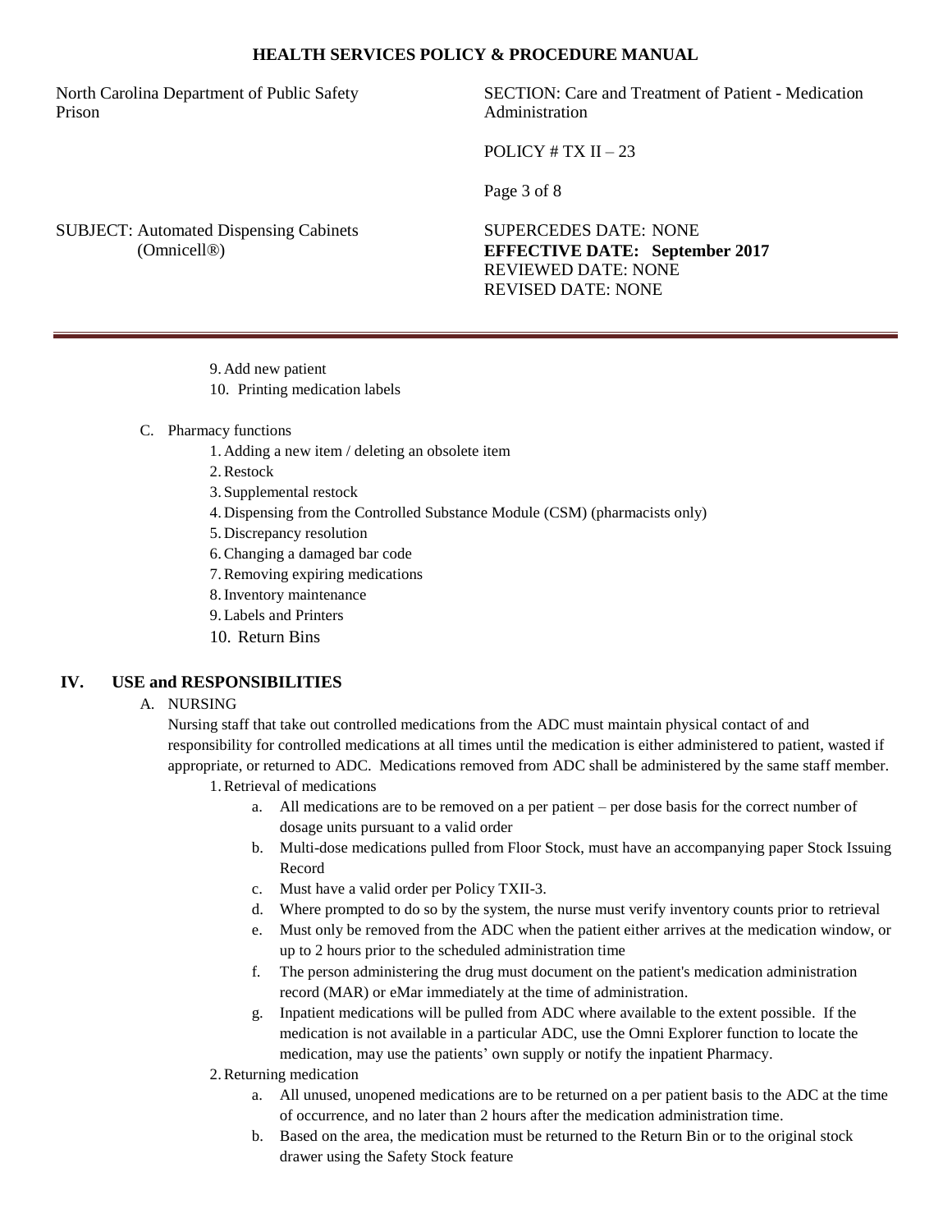9. Add new patient
10. Printing medication labels

C. Pharmacy functions
    1. Adding a new item / deleting an obsolete item
    2. Restock
    3. Supplemental restock
    4. Dispensing from the Controlled Substance Module (CSM) (pharmacists only)
    5. Discrepancy resolution
    6. Changing a damaged bar code
    7. Removing expiring medications
    8. Inventory maintenance
    9. Labels and Printers
    10. Return Bins

## IV. USE and RESPONSIBILITIES

A. NURSING

Nursing staff that take out controlled medications from the ADC must maintain physical contact of and responsibility for controlled medications at all times until the medication is either administered to patient, wasted if appropriate, or returned to ADC. Medications removed from ADC shall be administered by the same staff member.

1. Retrieval of medications
    a. All medications are to be removed on a per patient – per dose basis for the correct number of dosage units pursuant to a valid order
    b. Multi-dose medications pulled from Floor Stock, must have an accompanying paper Stock Issuing Record
    c. Must have a valid order per Policy TXII-3.
    d. Where prompted to do so by the system, the nurse must verify inventory counts prior to retrieval
    e. Must only be removed from the ADC when the patient either arrives at the medication window, or up to 2 hours prior to the scheduled administration time
    f. The person administering the drug must document on the patient's medication administration record (MAR) or eMar immediately at the time of administration.
    g. Inpatient medications will be pulled from ADC where available to the extent possible. If the medication is not available in a particular ADC, use the Omni Explorer function to locate the medication, may use the patients' own supply or notify the inpatient Pharmacy.
2. Returning medication
    a. All unused, unopened medications are to be returned on a per patient basis to the ADC at the time of occurrence, and no later than 2 hours after the medication administration time.
    b. Based on the area, the medication must be returned to the Return Bin or to the original stock drawer using the Safety Stock feature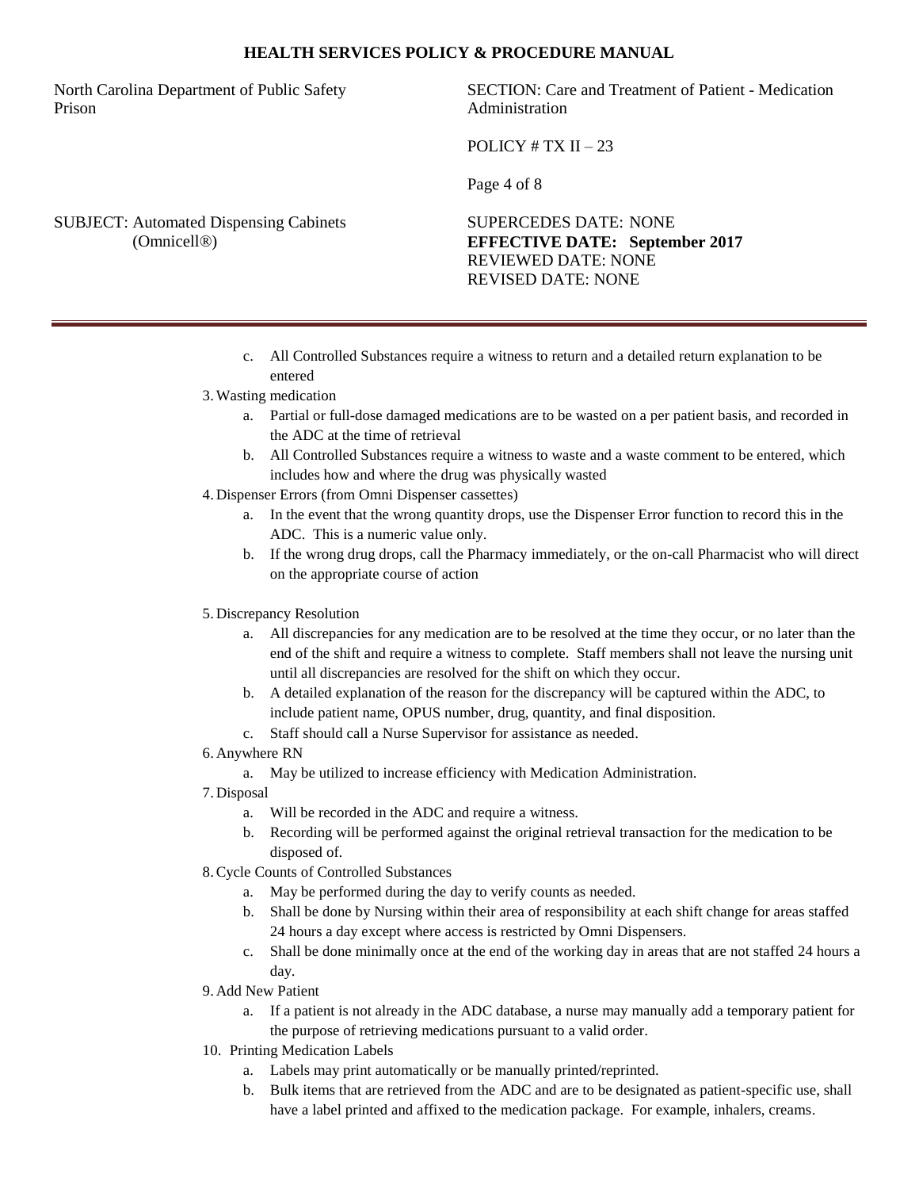c. All Controlled Substances require a witness to return and a detailed return explanation to be entered

3. Wasting medication
   a. Partial or full-dose damaged medications are to be wasted on a per patient basis, and recorded in the ADC at the time of retrieval
   b. All Controlled Substances require a witness to waste and a waste comment to be entered, which includes how and where the drug was physically wasted
4. Dispenser Errors (from Omni Dispenser cassettes)
   a. In the event that the wrong quantity drops, use the Dispenser Error function to record this in the ADC. This is a numeric value only.
   b. If the wrong drug drops, call the Pharmacy immediately, or the on-call Pharmacist who will direct on the appropriate course of action
5. Discrepancy Resolution
   a. All discrepancies for any medication are to be resolved at the time they occur, or no later than the end of the shift and require a witness to complete. Staff members shall not leave the nursing unit until all discrepancies are resolved for the shift on which they occur.
   b. A detailed explanation of the reason for the discrepancy will be captured within the ADC, to include patient name, OPUS number, drug, quantity, and final disposition.
   c. Staff should call a Nurse Supervisor for assistance as needed.
6. Anywhere RN
   a. May be utilized to increase efficiency with Medication Administration.
7. Disposal
   a. Will be recorded in the ADC and require a witness.
   b. Recording will be performed against the original retrieval transaction for the medication to be disposed of.
8. Cycle Counts of Controlled Substances
   a. May be performed during the day to verify counts as needed.
   b. Shall be done by Nursing within their area of responsibility at each shift change for areas staffed 24 hours a day except where access is restricted by Omni Dispensers.
   c. Shall be done minimally once at the end of the working day in areas that are not staffed 24 hours a day.
9. Add New Patient
   a. If a patient is not already in the ADC database, a nurse may manually add a temporary patient for the purpose of retrieving medications pursuant to a valid order.
10. Printing Medication Labels
    a. Labels may print automatically or be manually printed/reprinted.
    b. Bulk items that are retrieved from the ADC and are to be designated as patient-specific use, shall have a label printed and affixed to the medication package. For example, inhalers, creams.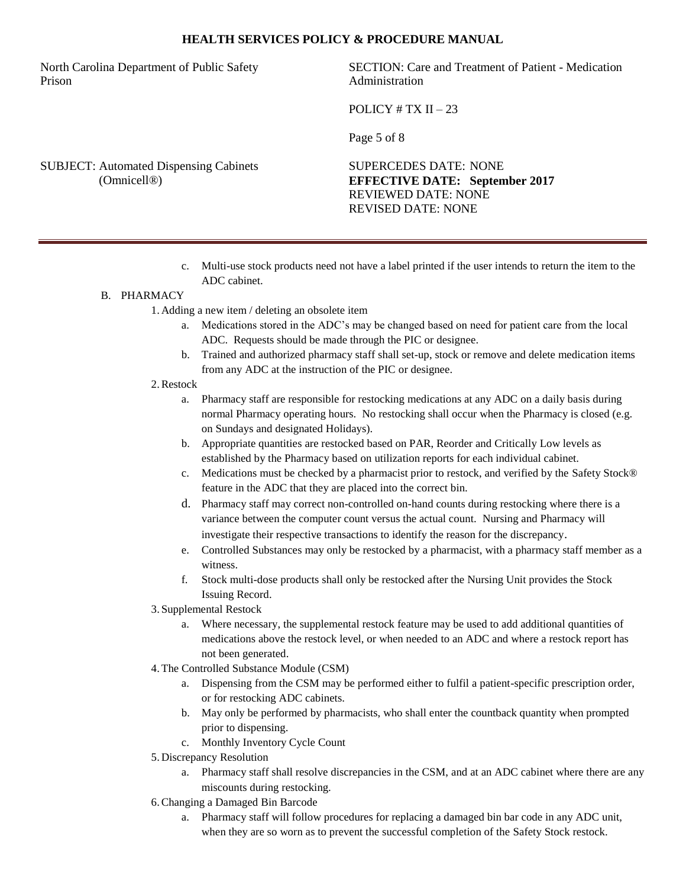c. Multi-use stock products need not have a label printed if the user intends to return the item to the ADC cabinet.

B. PHARMACY

1. Adding a new item / deleting an obsolete item
   a. Medications stored in the ADC's may be changed based on need for patient care from the local ADC. Requests should be made through the PIC or designee.
   b. Trained and authorized pharmacy staff shall set-up, stock or remove and delete medication items from any ADC at the instruction of the PIC or designee.
2. Restock
   a. Pharmacy staff are responsible for restocking medications at any ADC on a daily basis during normal Pharmacy operating hours. No restocking shall occur when the Pharmacy is closed (e.g. on Sundays and designated Holidays).
   b. Appropriate quantities are restocked based on PAR, Reorder and Critically Low levels as established by the Pharmacy based on utilization reports for each individual cabinet.
   c. Medications must be checked by a pharmacist prior to restock, and verified by the Safety Stock® feature in the ADC that they are placed into the correct bin.
   d. Pharmacy staff may correct non-controlled on-hand counts during restocking where there is a variance between the computer count versus the actual count. Nursing and Pharmacy will investigate their respective transactions to identify the reason for the discrepancy.
   e. Controlled Substances may only be restocked by a pharmacist, with a pharmacy staff member as a witness.
   f. Stock multi-dose products shall only be restocked after the Nursing Unit provides the Stock Issuing Record.
3. Supplemental Restock
   a. Where necessary, the supplemental restock feature may be used to add additional quantities of medications above the restock level, or when needed to an ADC and where a restock report has not been generated.
4. The Controlled Substance Module (CSM)
   a. Dispensing from the CSM may be performed either to fulfil a patient-specific prescription order, or for restocking ADC cabinets.
   b. May only be performed by pharmacists, who shall enter the countback quantity when prompted prior to dispensing.
   c. Monthly Inventory Cycle Count
5. Discrepancy Resolution
   a. Pharmacy staff shall resolve discrepancies in the CSM, and at an ADC cabinet where there are any miscounts during restocking.
6. Changing a Damaged Bin Barcode
   a. Pharmacy staff will follow procedures for replacing a damaged bin bar code in any ADC unit, when they are so worn as to prevent the successful completion of the Safety Stock restock.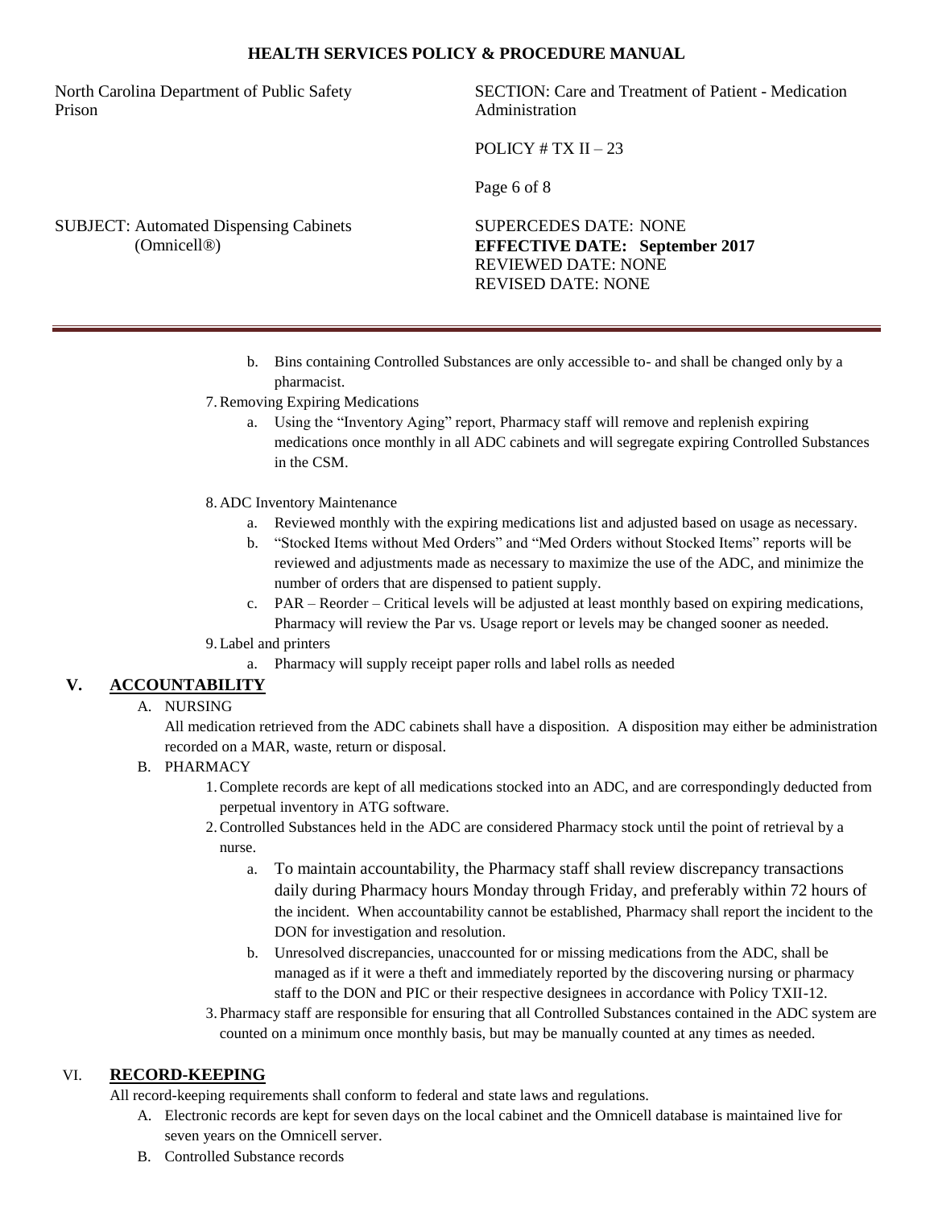b. Bins containing Controlled Substances are only accessible to- and shall be changed only by a pharmacist.

7. Removing Expiring Medications
   a. Using the "Inventory Aging" report, Pharmacy staff will remove and replenish expiring medications once monthly in all ADC cabinets and will segregate expiring Controlled Substances in the CSM.

8. ADC Inventory Maintenance
   a. Reviewed monthly with the expiring medications list and adjusted based on usage as necessary.
   b. "Stocked Items without Med Orders" and "Med Orders without Stocked Items" reports will be reviewed and adjustments made as necessary to maximize the use of the ADC, and minimize the number of orders that are dispensed to patient supply.
   c. PAR – Reorder – Critical levels will be adjusted at least monthly based on expiring medications, Pharmacy will review the Par vs. Usage report or levels may be changed sooner as needed.

9. Label and printers
   a. Pharmacy will supply receipt paper rolls and label rolls as needed

## V. ACCOUNTABILITY

A. NURSING

All medication retrieved from the ADC cabinets shall have a disposition. A disposition may either be administration recorded on a MAR, waste, return or disposal.

B. PHARMACY

1. Complete records are kept of all medications stocked into an ADC, and are correspondingly deducted from perpetual inventory in ATG software.
2. Controlled Substances held in the ADC are considered Pharmacy stock until the point of retrieval by a nurse.
   a. To maintain accountability, the Pharmacy staff shall review discrepancy transactions daily during Pharmacy hours Monday through Friday, and preferably within 72 hours of the incident. When accountability cannot be established, Pharmacy shall report the incident to the DON for investigation and resolution.
   b. Unresolved discrepancies, unaccounted for or missing medications from the ADC, shall be managed as if it were a theft and immediately reported by the discovering nursing or pharmacy staff to the DON and PIC or their respective designees in accordance with Policy TXII-12.
3. Pharmacy staff are responsible for ensuring that all Controlled Substances contained in the ADC system are counted on a minimum once monthly basis, but may be manually counted at any times as needed.

## VI. RECORD-KEEPING

All record-keeping requirements shall conform to federal and state laws and regulations.

A. Electronic records are kept for seven days on the local cabinet and the Omnicell database is maintained live for seven years on the Omnicell server.

B. Controlled Substance records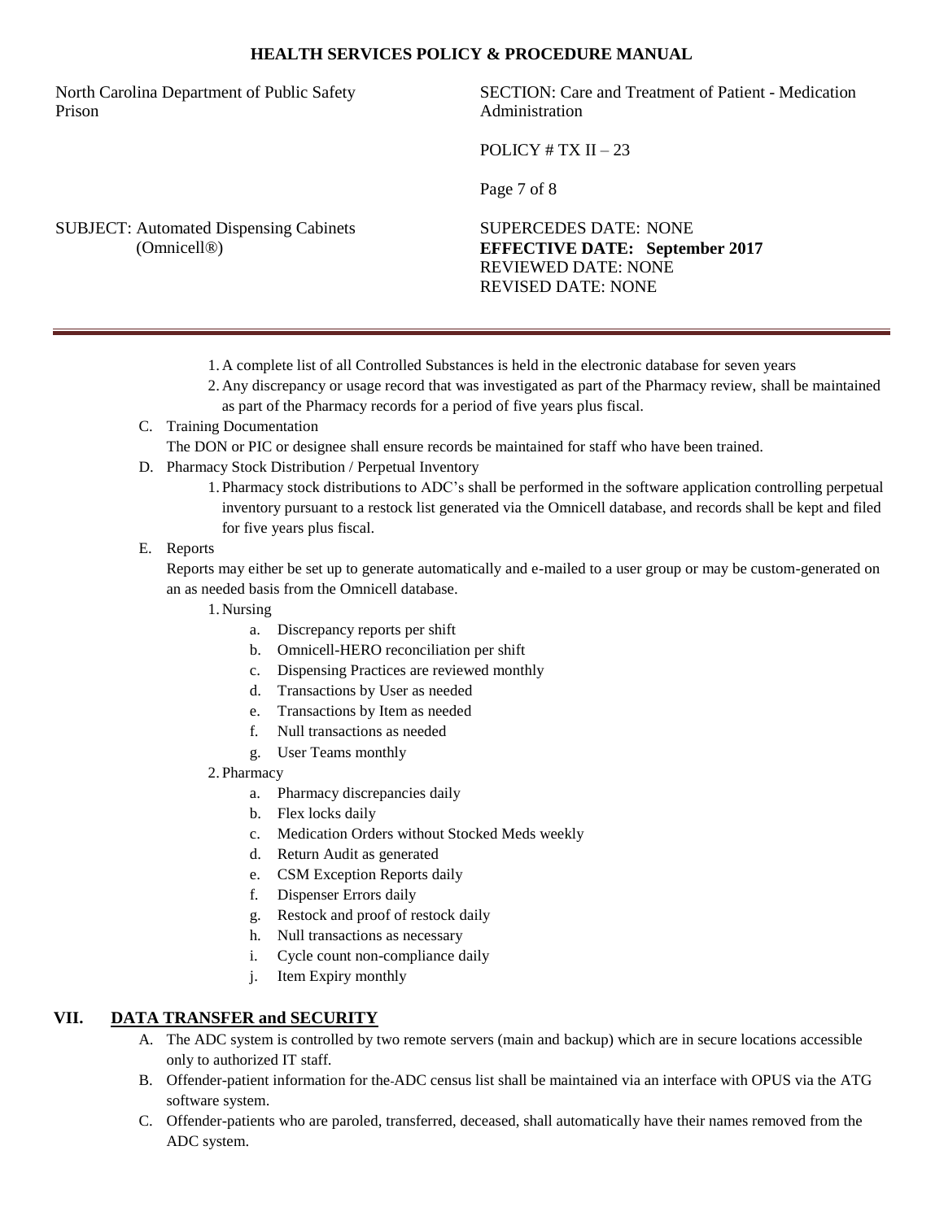1. A complete list of all Controlled Substances is held in the electronic database for seven years
2. Any discrepancy or usage record that was investigated as part of the Pharmacy review, shall be maintained as part of the Pharmacy records for a period of five years plus fiscal.

C. Training Documentation

The DON or PIC or designee shall ensure records be maintained for staff who have been trained.

D. Pharmacy Stock Distribution / Perpetual Inventory

1. Pharmacy stock distributions to ADC's shall be performed in the software application controlling perpetual inventory pursuant to a restock list generated via the Omnicell database, and records shall be kept and filed for five years plus fiscal.

E. Reports

Reports may either be set up to generate automatically and e-mailed to a user group or may be custom-generated on an as needed basis from the Omnicell database.

1. Nursing
   a. Discrepancy reports per shift
   b. Omnicell-HERO reconciliation per shift
   c. Dispensing Practices are reviewed monthly
   d. Transactions by User as needed
   e. Transactions by Item as needed
   f. Null transactions as needed
   g. User Teams monthly
2. Pharmacy
   a. Pharmacy discrepancies daily
   b. Flex locks daily
   c. Medication Orders without Stocked Meds weekly
   d. Return Audit as generated
   e. CSM Exception Reports daily
   f. Dispenser Errors daily
   g. Restock and proof of restock daily
   h. Null transactions as necessary
   i. Cycle count non-compliance daily
   j. Item Expiry monthly

## VII. DATA TRANSFER and SECURITY

A. The ADC system is controlled by two remote servers (main and backup) which are in secure locations accessible only to authorized IT staff.

B. Offender-patient information for the ADC census list shall be maintained via an interface with OPUS via the ATG software system.

C. Offender-patients who are paroled, transferred, deceased, shall automatically have their names removed from the ADC system.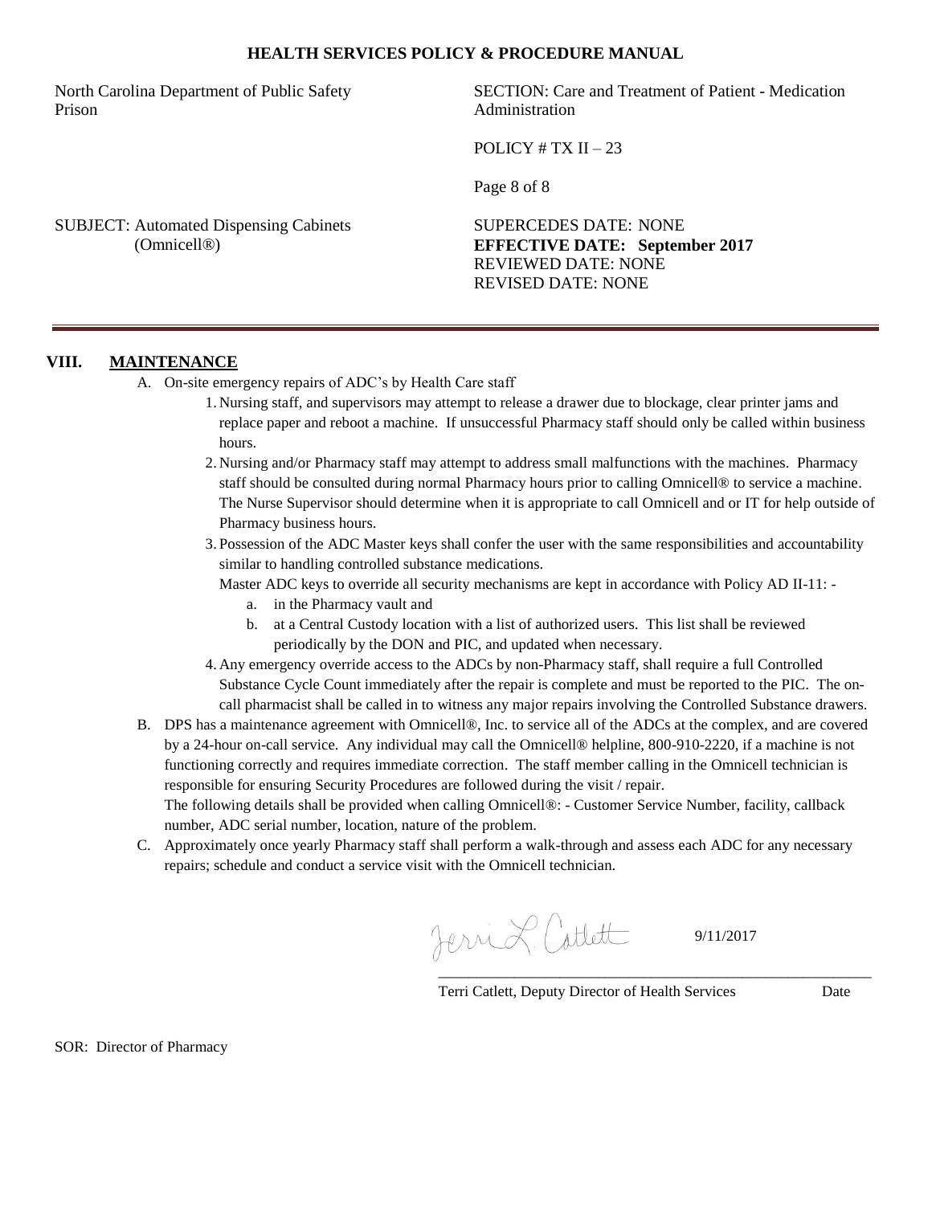## VIII. MAINTENANCE

A. On-site emergency repairs of ADC's by Health Care staff

1. Nursing staff, and supervisors may attempt to release a drawer due to blockage, clear printer jams and replace paper and reboot a machine. If unsuccessful Pharmacy staff should only be called within business hours.
2. Nursing and/or Pharmacy staff may attempt to address small malfunctions with the machines. Pharmacy staff should be consulted during normal Pharmacy hours prior to calling Omnicell® to service a machine. The Nurse Supervisor should determine when it is appropriate to call Omnicell and or IT for help outside of Pharmacy business hours.
3. Possession of the ADC Master keys shall confer the user with the same responsibilities and accountability similar to handling controlled substance medications.

   Master ADC keys to override all security mechanisms are kept in accordance with Policy AD II-11: -

   a. in the Pharmacy vault and
   b. at a Central Custody location with a list of authorized users. This list shall be reviewed periodically by the DON and PIC, and updated when necessary.
4. Any emergency override access to the ADCs by non-Pharmacy staff, shall require a full Controlled Substance Cycle Count immediately after the repair is complete and must be reported to the PIC. The on-call pharmacist shall be called in to witness any major repairs involving the Controlled Substance drawers.

B. DPS has a maintenance agreement with Omnicell®, Inc. to service all of the ADCs at the complex, and are covered by a 24-hour on-call service. Any individual may call the Omnicell® helpline, 800-910-2220, if a machine is not functioning correctly and requires immediate correction. The staff member calling in the Omnicell technician is responsible for ensuring Security Procedures are followed during the visit / repair.

The following details shall be provided when calling Omnicell®: - Customer Service Number, facility, callback number, ADC serial number, location, nature of the problem.

C. Approximately once yearly Pharmacy staff shall perform a walk-through and assess each ADC for any necessary repairs; schedule and conduct a service visit with the Omnicell technician.

Terri L. Catlett 9/11/2017

Terri Catlett, Deputy Director of Health Services Date

SOR: Director of Pharmacy